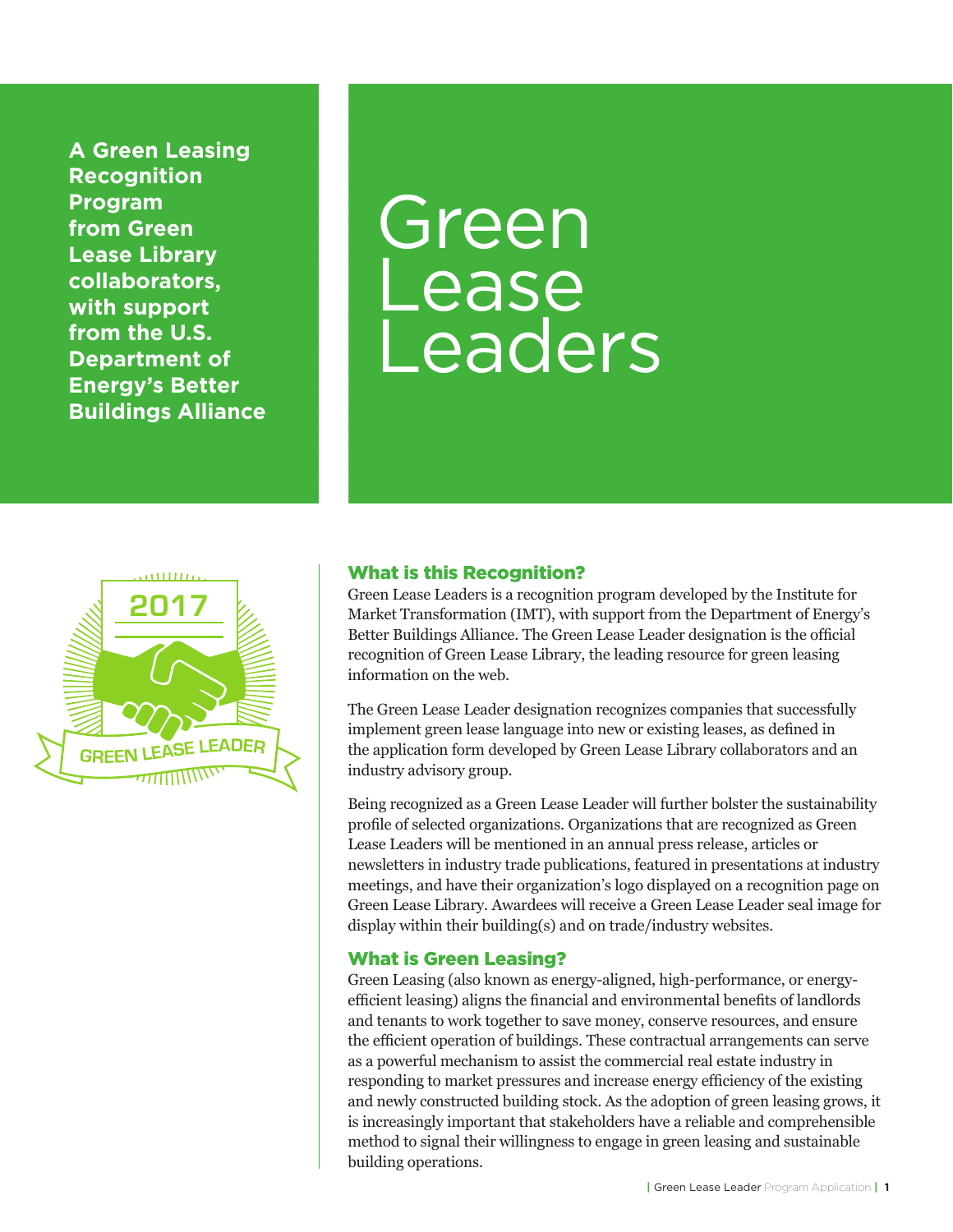A Green Leasing Recognition Program from Green Lease Library collaborators, with support from the U.S. Department of Energy's Better Buildings Alliance

# Green Lease Leaders

2017

GREEN LEASE LEADER

## What is this Recognition?

Green Lease Leaders is a recognition program developed by the Institute for Market Transformation (IMT), with support from the Department of Energy's Better Buildings Alliance. The Green Lease Leader designation is the official recognition of Green Lease Library, the leading resource for green leasing information on the web.

The Green Lease Leader designation recognizes companies that successfully implement green lease language into new or existing leases, as defined in the application form developed by Green Lease Library collaborators and an industry advisory group.

Being recognized as a Green Lease Leader will further bolster the sustainability profile of selected organizations. Organizations that are recognized as Green Lease Leaders will be mentioned in an annual press release, articles or newsletters in industry trade publications, featured in presentations at industry meetings, and have their organization's logo displayed on a recognition page on Green Lease Library. Awardees will receive a Green Lease Leader seal image for display within their building(s) and on trade/industry websites.

## What is Green Leasing?

Green Leasing (also known as energy-aligned, high-performance, or energy-efficient leasing) aligns the financial and environmental benefits of landlords and tenants to work together to save money, conserve resources, and ensure the efficient operation of buildings. These contractual arrangements can serve as a powerful mechanism to assist the commercial real estate industry in responding to market pressures and increase energy efficiency of the existing and newly constructed building stock. As the adoption of green leasing grows, it is increasingly important that stakeholders have a reliable and comprehensible method to signal their willingness to engage in green leasing and sustainable building operations.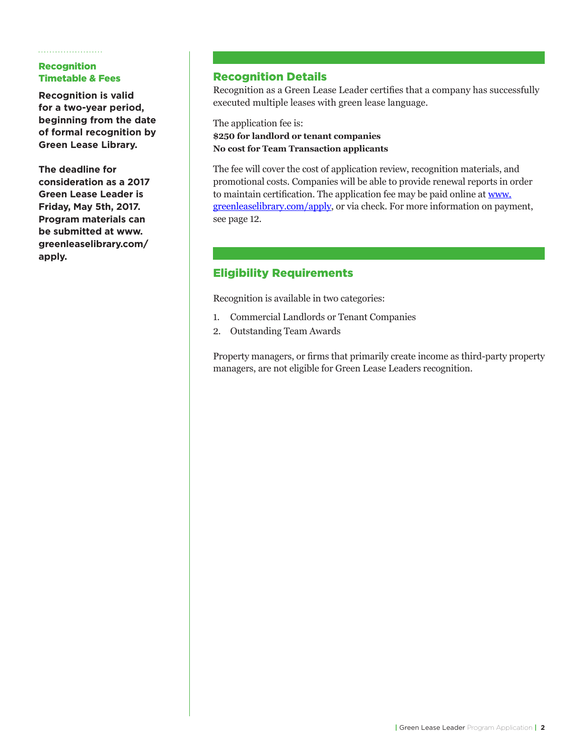### Recognition Timetable & Fees

**Recognition is valid for a two-year period, beginning from the date of formal recognition by Green Lease Library.**

**The deadline for consideration as a 2017 Green Lease Leader is Friday, May 5th, 2017. Program materials can be submitted at www.greenleaselibrary.com/apply.**

## Recognition Details

Recognition as a Green Lease Leader certifies that a company has successfully executed multiple leases with green lease language.

The application fee is:
**$250 for landlord or tenant companies**
**No cost for Team Transaction applicants**

The fee will cover the cost of application review, recognition materials, and promotional costs. Companies will be able to provide renewal reports in order to maintain certification. The application fee may be paid online at [www.greenleaselibrary.com/apply](http://www.greenleaselibrary.com/apply), or via check. For more information on payment, see page 12.

## Eligibility Requirements

Recognition is available in two categories:

1. Commercial Landlords or Tenant Companies
2. Outstanding Team Awards

Property managers, or firms that primarily create income as third-party property managers, are not eligible for Green Lease Leaders recognition.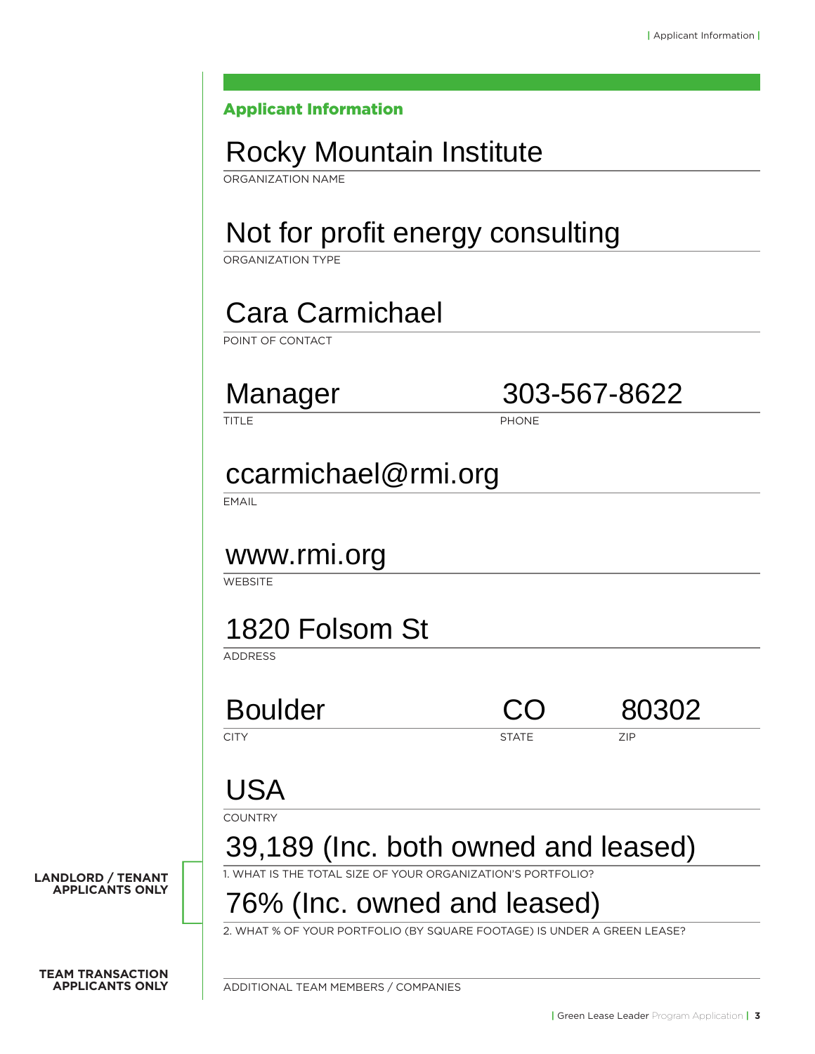## Applicant Information

Rocky Mountain Institute

ORGANIZATION NAME

Not for profit energy consulting

ORGANIZATION TYPE

Cara Carmichael

POINT OF CONTACT

| Manager | 303-567-8622 |
|---|---|
| TITLE | PHONE |

ccarmichael@rmi.org

EMAIL

www.rmi.org

WEBSITE

1820 Folsom St

ADDRESS

| Boulder | CO | 80302 |
|---|---|---|
| CITY | STATE | ZIP |

USA

COUNTRY

**LANDLORD / TENANT APPLICANTS ONLY**

39,189 (Inc. both owned and leased)

1. WHAT IS THE TOTAL SIZE OF YOUR ORGANIZATION'S PORTFOLIO?

76% (Inc. owned and leased)

2. WHAT % OF YOUR PORTFOLIO (BY SQUARE FOOTAGE) IS UNDER A GREEN LEASE?

**TEAM TRANSACTION APPLICANTS ONLY**

ADDITIONAL TEAM MEMBERS / COMPANIES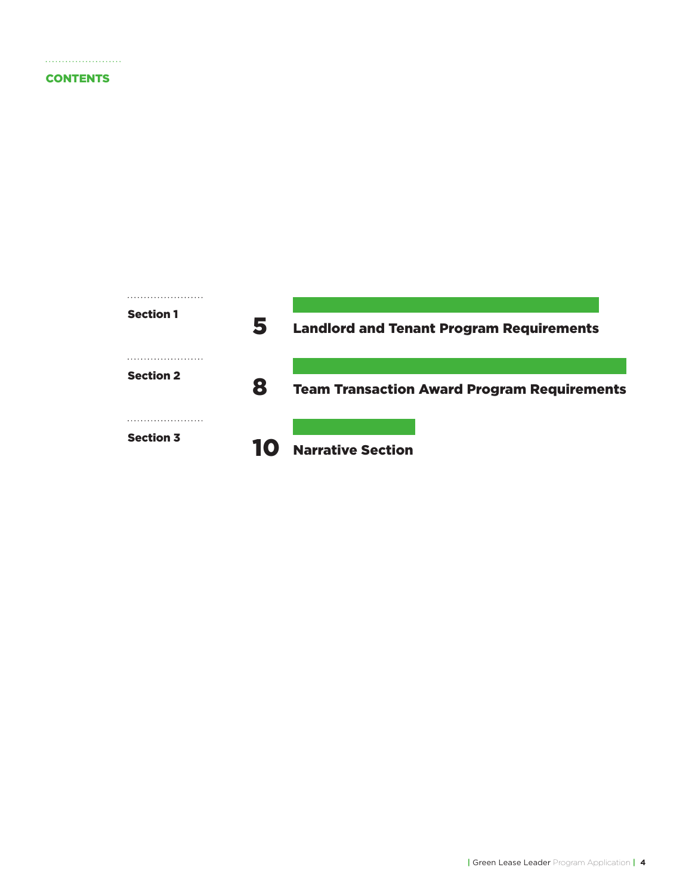## CONTENTS

| Section | Page | Title |
|---|---|---|
| **Section 1** | 5 | **Landlord and Tenant Program Requirements** |
| **Section 2** | 8 | **Team Transaction Award Program Requirements** |
| **Section 3** | 10 | **Narrative Section** |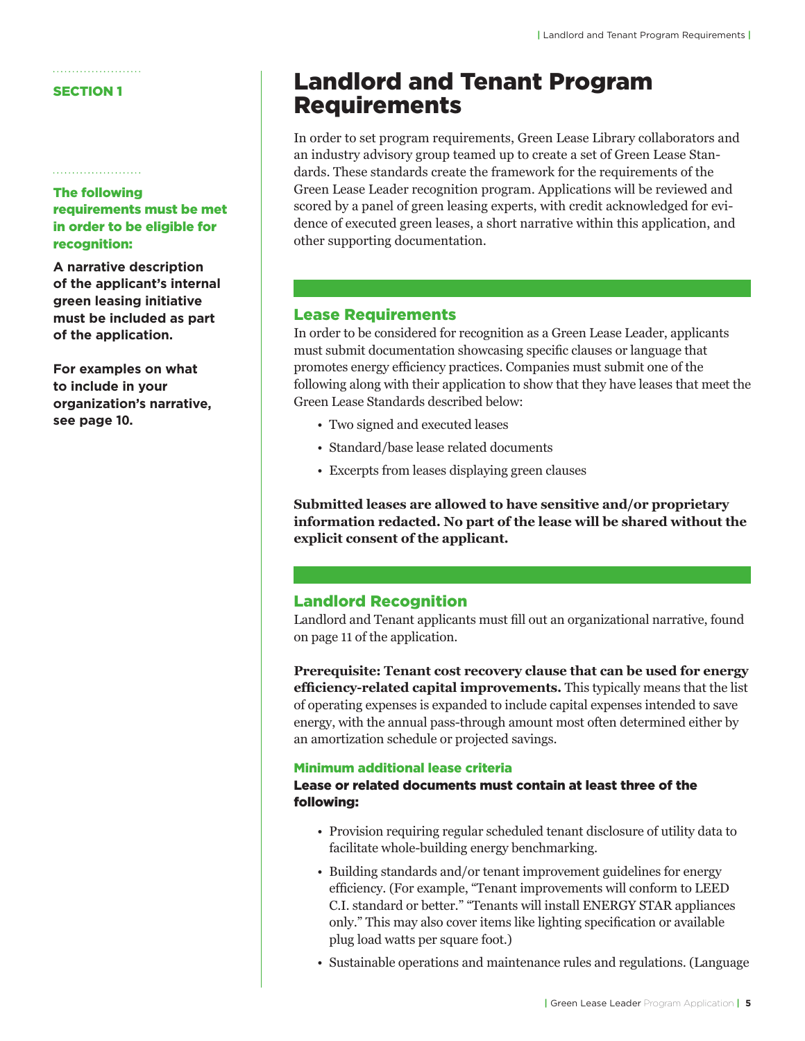**SECTION 1**

**The following requirements must be met in order to be eligible for recognition:**

**A narrative description of the applicant's internal green leasing initiative must be included as part of the application.**

**For examples on what to include in your organization's narrative, see page 10.**

# Landlord and Tenant Program Requirements

In order to set program requirements, Green Lease Library collaborators and an industry advisory group teamed up to create a set of Green Lease Standards. These standards create the framework for the requirements of the Green Lease Leader recognition program. Applications will be reviewed and scored by a panel of green leasing experts, with credit acknowledged for evidence of executed green leases, a short narrative within this application, and other supporting documentation.

## Lease Requirements

In order to be considered for recognition as a Green Lease Leader, applicants must submit documentation showcasing specific clauses or language that promotes energy efficiency practices. Companies must submit one of the following along with their application to show that they have leases that meet the Green Lease Standards described below:

- Two signed and executed leases
- Standard/base lease related documents
- Excerpts from leases displaying green clauses

**Submitted leases are allowed to have sensitive and/or proprietary information redacted. No part of the lease will be shared without the explicit consent of the applicant.**

## Landlord Recognition

Landlord and Tenant applicants must fill out an organizational narrative, found on page 11 of the application.

**Prerequisite: Tenant cost recovery clause that can be used for energy efficiency-related capital improvements.** This typically means that the list of operating expenses is expanded to include capital expenses intended to save energy, with the annual pass-through amount most often determined either by an amortization schedule or projected savings.

### Minimum additional lease criteria

**Lease or related documents must contain at least three of the following:**

- Provision requiring regular scheduled tenant disclosure of utility data to facilitate whole-building energy benchmarking.
- Building standards and/or tenant improvement guidelines for energy efficiency. (For example, "Tenant improvements will conform to LEED C.I. standard or better." "Tenants will install ENERGY STAR appliances only." This may also cover items like lighting specification or available plug load watts per square foot.)
- Sustainable operations and maintenance rules and regulations. (Language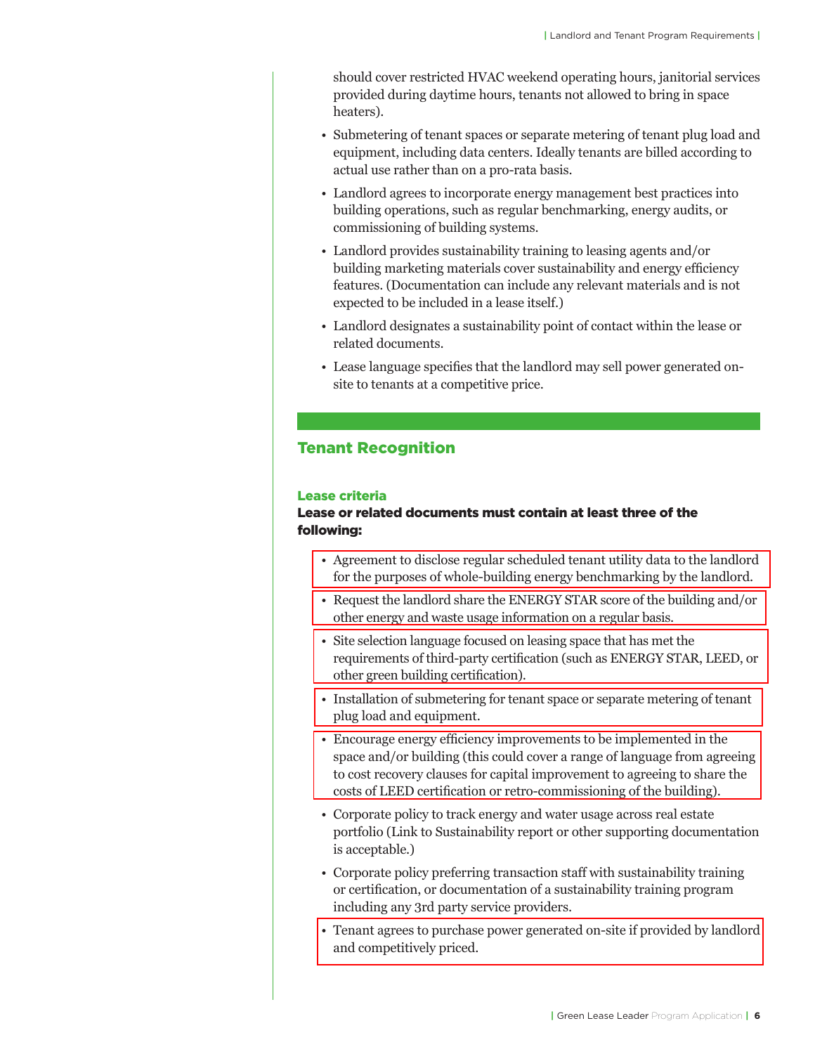should cover restricted HVAC weekend operating hours, janitorial services provided during daytime hours, tenants not allowed to bring in space heaters).

- Submetering of tenant spaces or separate metering of tenant plug load and equipment, including data centers. Ideally tenants are billed according to actual use rather than on a pro-rata basis.
- Landlord agrees to incorporate energy management best practices into building operations, such as regular benchmarking, energy audits, or commissioning of building systems.
- Landlord provides sustainability training to leasing agents and/or building marketing materials cover sustainability and energy efficiency features. (Documentation can include any relevant materials and is not expected to be included in a lease itself.)
- Landlord designates a sustainability point of contact within the lease or related documents.
- Lease language specifies that the landlord may sell power generated on-site to tenants at a competitive price.

## Tenant Recognition

### Lease criteria

**Lease or related documents must contain at least three of the following:**

- Agreement to disclose regular scheduled tenant utility data to the landlord for the purposes of whole-building energy benchmarking by the landlord.
- Request the landlord share the ENERGY STAR score of the building and/or other energy and waste usage information on a regular basis.
- Site selection language focused on leasing space that has met the requirements of third-party certification (such as ENERGY STAR, LEED, or other green building certification).
- Installation of submetering for tenant space or separate metering of tenant plug load and equipment.
- Encourage energy efficiency improvements to be implemented in the space and/or building (this could cover a range of language from agreeing to cost recovery clauses for capital improvement to agreeing to share the costs of LEED certification or retro-commissioning of the building).
- Corporate policy to track energy and water usage across real estate portfolio (Link to Sustainability report or other supporting documentation is acceptable.)
- Corporate policy preferring transaction staff with sustainability training or certification, or documentation of a sustainability training program including any 3rd party service providers.
- Tenant agrees to purchase power generated on-site if provided by landlord and competitively priced.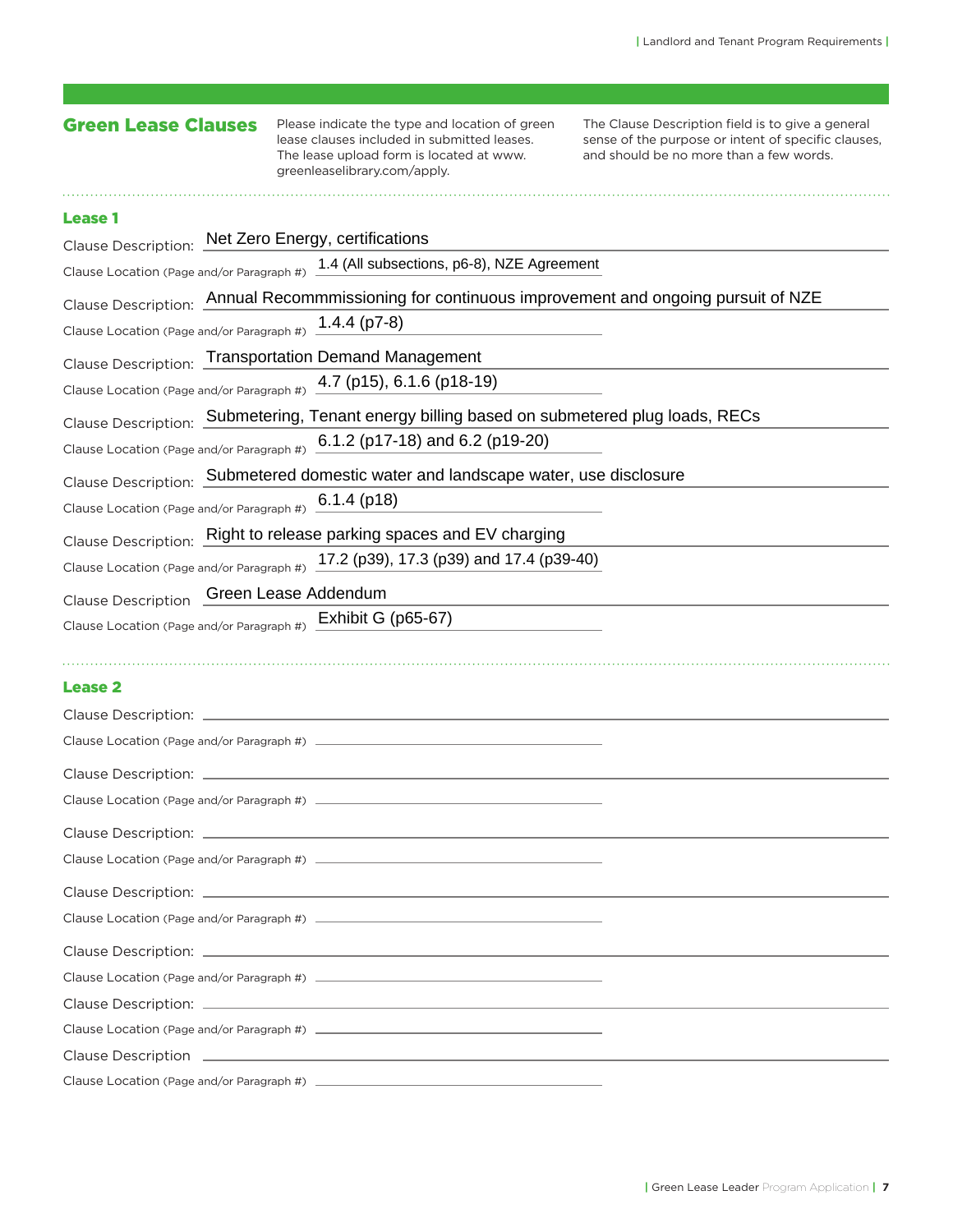## Green Lease Clauses

Please indicate the type and location of green lease clauses included in submitted leases. The lease upload form is located at www.greenleaselibrary.com/apply.

The Clause Description field is to give a general sense of the purpose or intent of specific clauses, and should be no more than a few words.

### Lease 1

Clause Description: Net Zero Energy, certifications

Clause Location (Page and/or Paragraph #) 1.4 (All subsections, p6-8), NZE Agreement

Clause Description: Annual Recommmissioning for continuous improvement and ongoing pursuit of NZE

Clause Location (Page and/or Paragraph #) 1.4.4 (p7-8)

Clause Description: Transportation Demand Management

Clause Location (Page and/or Paragraph #) 4.7 (p15), 6.1.6 (p18-19)

Clause Description: Submetering, Tenant energy billing based on submetered plug loads, RECs

Clause Location (Page and/or Paragraph #) 6.1.2 (p17-18) and 6.2 (p19-20)

Clause Description: Submetered domestic water and landscape water, use disclosure

Clause Location (Page and/or Paragraph #) 6.1.4 (p18)

Clause Description: Right to release parking spaces and EV charging

Clause Location (Page and/or Paragraph #) 17.2 (p39), 17.3 (p39) and 17.4 (p39-40)

Clause Description Green Lease Addendum

Clause Location (Page and/or Paragraph #) Exhibit G (p65-67)

### Lease 2

Clause Description: ______________________

Clause Location (Page and/or Paragraph #) ______________________

Clause Description: ______________________

Clause Location (Page and/or Paragraph #) ______________________

Clause Description: ______________________

Clause Location (Page and/or Paragraph #) ______________________

Clause Description: ______________________

Clause Location (Page and/or Paragraph #) ______________________

Clause Description: ______________________

Clause Location (Page and/or Paragraph #) ______________________

Clause Description: ______________________

Clause Location (Page and/or Paragraph #) ______________________

Clause Description ______________________

Clause Location (Page and/or Paragraph #) ______________________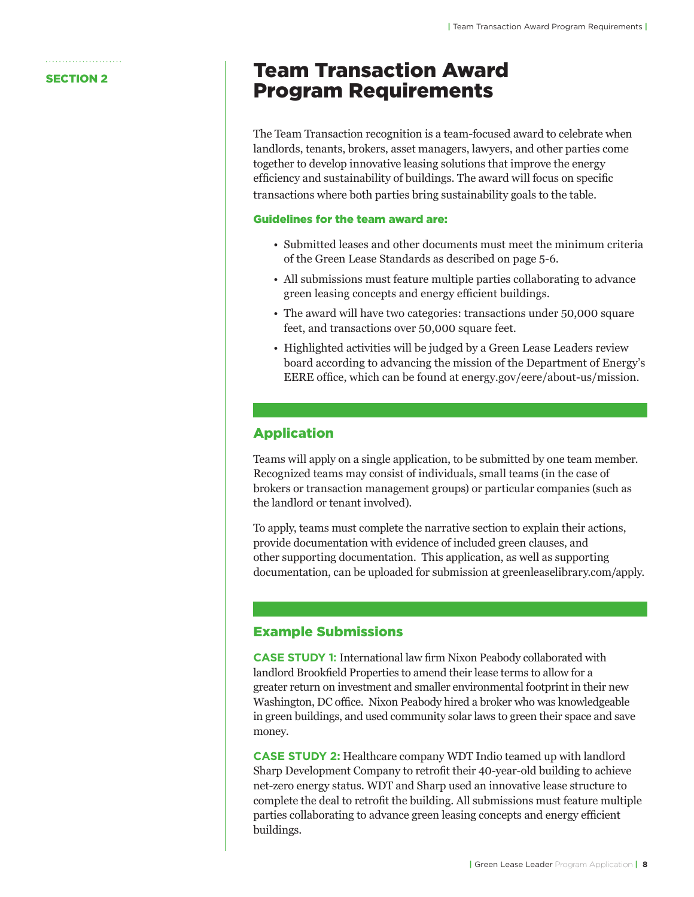SECTION 2

# Team Transaction Award Program Requirements

The Team Transaction recognition is a team-focused award to celebrate when landlords, tenants, brokers, asset managers, lawyers, and other parties come together to develop innovative leasing solutions that improve the energy efficiency and sustainability of buildings. The award will focus on specific transactions where both parties bring sustainability goals to the table.

### Guidelines for the team award are:

- Submitted leases and other documents must meet the minimum criteria of the Green Lease Standards as described on page 5-6.
- All submissions must feature multiple parties collaborating to advance green leasing concepts and energy efficient buildings.
- The award will have two categories: transactions under 50,000 square feet, and transactions over 50,000 square feet.
- Highlighted activities will be judged by a Green Lease Leaders review board according to advancing the mission of the Department of Energy's EERE office, which can be found at energy.gov/eere/about-us/mission.

## Application

Teams will apply on a single application, to be submitted by one team member. Recognized teams may consist of individuals, small teams (in the case of brokers or transaction management groups) or particular companies (such as the landlord or tenant involved).

To apply, teams must complete the narrative section to explain their actions, provide documentation with evidence of included green clauses, and other supporting documentation. This application, as well as supporting documentation, can be uploaded for submission at greenleaselibrary.com/apply.

## Example Submissions

**CASE STUDY 1:** International law firm Nixon Peabody collaborated with landlord Brookfield Properties to amend their lease terms to allow for a greater return on investment and smaller environmental footprint in their new Washington, DC office. Nixon Peabody hired a broker who was knowledgeable in green buildings, and used community solar laws to green their space and save money.

**CASE STUDY 2:** Healthcare company WDT Indio teamed up with landlord Sharp Development Company to retrofit their 40-year-old building to achieve net-zero energy status. WDT and Sharp used an innovative lease structure to complete the deal to retrofit the building. All submissions must feature multiple parties collaborating to advance green leasing concepts and energy efficient buildings.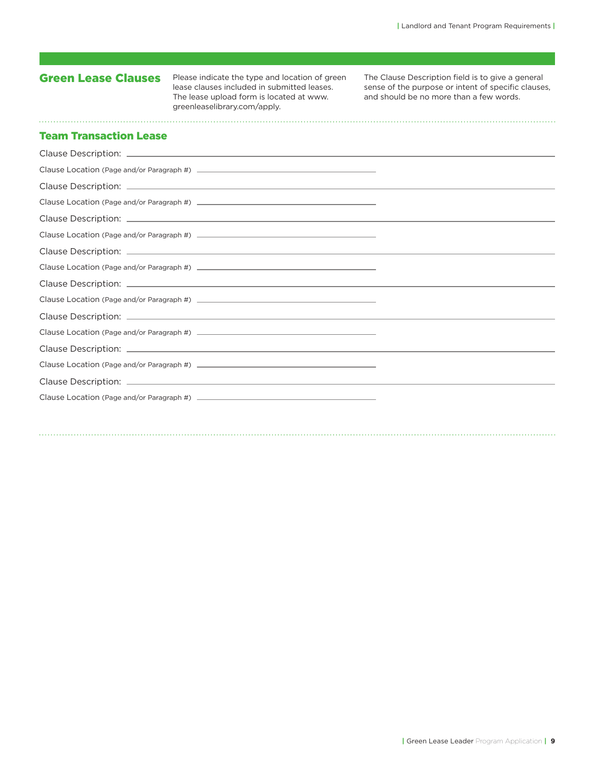## Green Lease Clauses

Please indicate the type and location of green lease clauses included in submitted leases. The lease upload form is located at www.greenleaselibrary.com/apply.

The Clause Description field is to give a general sense of the purpose or intent of specific clauses, and should be no more than a few words.

### Team Transaction Lease

Clause Description: \_\_\_\_\_\_\_\_\_\_\_\_\_\_\_\_\_\_\_\_\_\_\_\_\_\_\_\_\_\_\_\_\_\_\_\_\_\_\_\_

Clause Location (Page and/or Paragraph #) \_\_\_\_\_\_\_\_\_\_\_\_\_\_\_\_\_\_\_\_\_\_\_\_

Clause Description: \_\_\_\_\_\_\_\_\_\_\_\_\_\_\_\_\_\_\_\_\_\_\_\_\_\_\_\_\_\_\_\_\_\_\_\_\_\_\_\_

Clause Location (Page and/or Paragraph #) \_\_\_\_\_\_\_\_\_\_\_\_\_\_\_\_\_\_\_\_\_\_\_\_

Clause Description: \_\_\_\_\_\_\_\_\_\_\_\_\_\_\_\_\_\_\_\_\_\_\_\_\_\_\_\_\_\_\_\_\_\_\_\_\_\_\_\_

Clause Location (Page and/or Paragraph #) \_\_\_\_\_\_\_\_\_\_\_\_\_\_\_\_\_\_\_\_\_\_\_\_

Clause Description: \_\_\_\_\_\_\_\_\_\_\_\_\_\_\_\_\_\_\_\_\_\_\_\_\_\_\_\_\_\_\_\_\_\_\_\_\_\_\_\_

Clause Location (Page and/or Paragraph #) \_\_\_\_\_\_\_\_\_\_\_\_\_\_\_\_\_\_\_\_\_\_\_\_

Clause Description: \_\_\_\_\_\_\_\_\_\_\_\_\_\_\_\_\_\_\_\_\_\_\_\_\_\_\_\_\_\_\_\_\_\_\_\_\_\_\_\_

Clause Location (Page and/or Paragraph #) \_\_\_\_\_\_\_\_\_\_\_\_\_\_\_\_\_\_\_\_\_\_\_\_

Clause Description: \_\_\_\_\_\_\_\_\_\_\_\_\_\_\_\_\_\_\_\_\_\_\_\_\_\_\_\_\_\_\_\_\_\_\_\_\_\_\_\_

Clause Location (Page and/or Paragraph #) \_\_\_\_\_\_\_\_\_\_\_\_\_\_\_\_\_\_\_\_\_\_\_\_

Clause Description: \_\_\_\_\_\_\_\_\_\_\_\_\_\_\_\_\_\_\_\_\_\_\_\_\_\_\_\_\_\_\_\_\_\_\_\_\_\_\_\_

Clause Location (Page and/or Paragraph #) \_\_\_\_\_\_\_\_\_\_\_\_\_\_\_\_\_\_\_\_\_\_\_\_

Clause Description: \_\_\_\_\_\_\_\_\_\_\_\_\_\_\_\_\_\_\_\_\_\_\_\_\_\_\_\_\_\_\_\_\_\_\_\_\_\_\_\_

Clause Location (Page and/or Paragraph #) \_\_\_\_\_\_\_\_\_\_\_\_\_\_\_\_\_\_\_\_\_\_\_\_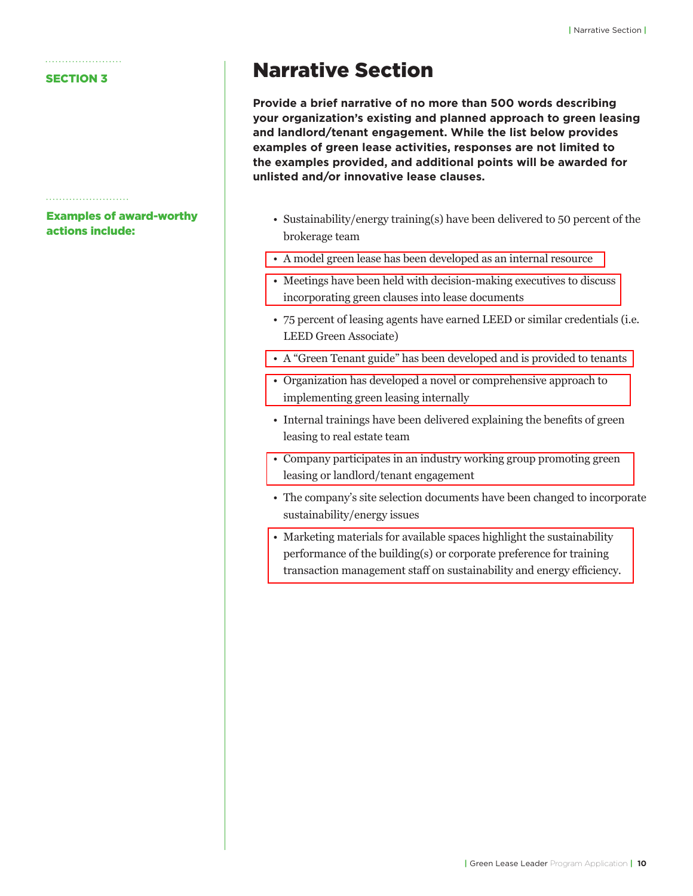**SECTION 3**

# Narrative Section

**Provide a brief narrative of no more than 500 words describing your organization's existing and planned approach to green leasing and landlord/tenant engagement. While the list below provides examples of green lease activities, responses are not limited to the examples provided, and additional points will be awarded for unlisted and/or innovative lease clauses.**

**Examples of award-worthy actions include:**

- Sustainability/energy training(s) have been delivered to 50 percent of the brokerage team
- A model green lease has been developed as an internal resource
- Meetings have been held with decision-making executives to discuss incorporating green clauses into lease documents
- 75 percent of leasing agents have earned LEED or similar credentials (i.e. LEED Green Associate)
- A "Green Tenant guide" has been developed and is provided to tenants
- Organization has developed a novel or comprehensive approach to implementing green leasing internally
- Internal trainings have been delivered explaining the benefits of green leasing to real estate team
- Company participates in an industry working group promoting green leasing or landlord/tenant engagement
- The company's site selection documents have been changed to incorporate sustainability/energy issues
- Marketing materials for available spaces highlight the sustainability performance of the building(s) or corporate preference for training transaction management staff on sustainability and energy efficiency.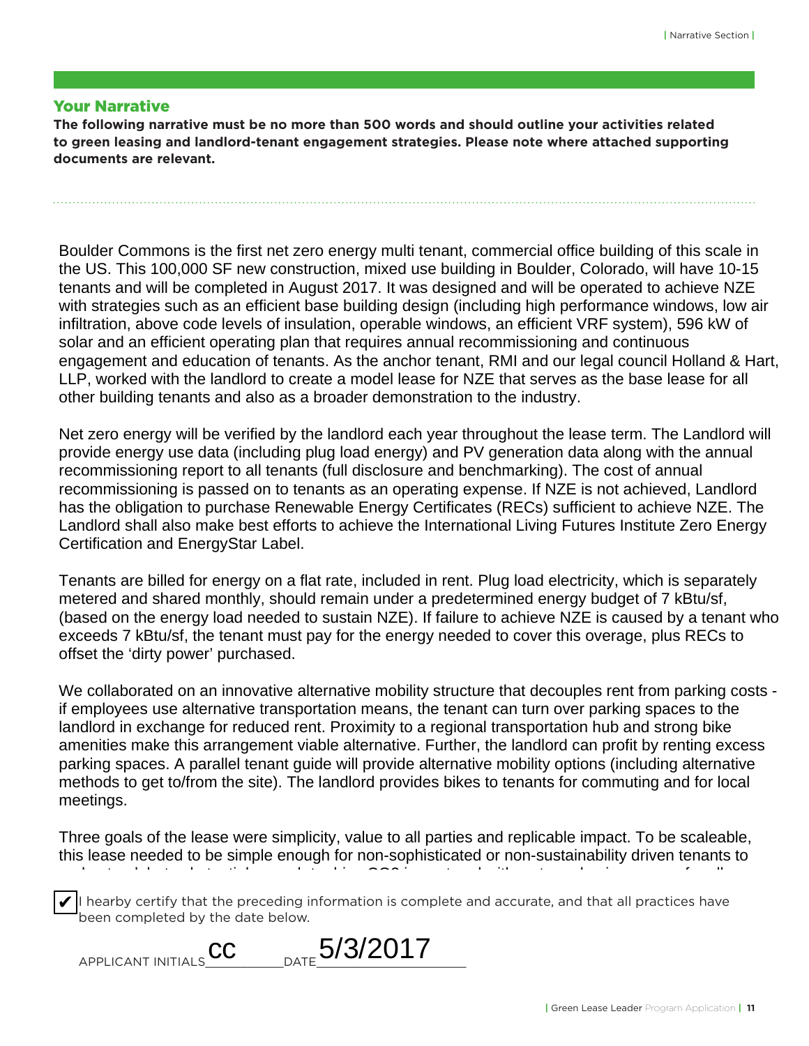## Your Narrative

**The following narrative must be no more than 500 words and should outline your activities related to green leasing and landlord-tenant engagement strategies. Please note where attached supporting documents are relevant.**

Boulder Commons is the first net zero energy multi tenant, commercial office building of this scale in the US. This 100,000 SF new construction, mixed use building in Boulder, Colorado, will have 10-15 tenants and will be completed in August 2017. It was designed and will be operated to achieve NZE with strategies such as an efficient base building design (including high performance windows, low air infiltration, above code levels of insulation, operable windows, an efficient VRF system), 596 kW of solar and an efficient operating plan that requires annual recommissioning and continuous engagement and education of tenants. As the anchor tenant, RMI and our legal council Holland & Hart, LLP, worked with the landlord to create a model lease for NZE that serves as the base lease for all other building tenants and also as a broader demonstration to the industry.

Net zero energy will be verified by the landlord each year throughout the lease term. The Landlord will provide energy use data (including plug load energy) and PV generation data along with the annual recommissioning report to all tenants (full disclosure and benchmarking). The cost of annual recommissioning is passed on to tenants as an operating expense. If NZE is not achieved, Landlord has the obligation to purchase Renewable Energy Certificates (RECs) sufficient to achieve NZE. The Landlord shall also make best efforts to achieve the International Living Futures Institute Zero Energy Certification and EnergyStar Label.

Tenants are billed for energy on a flat rate, included in rent. Plug load electricity, which is separately metered and shared monthly, should remain under a predetermined energy budget of 7 kBtu/sf, (based on the energy load needed to sustain NZE). If failure to achieve NZE is caused by a tenant who exceeds 7 kBtu/sf, the tenant must pay for the energy needed to cover this overage, plus RECs to offset the 'dirty power' purchased.

We collaborated on an innovative alternative mobility structure that decouples rent from parking costs - if employees use alternative transportation means, the tenant can turn over parking spaces to the landlord in exchange for reduced rent. Proximity to a regional transportation hub and strong bike amenities make this arrangement viable alternative. Further, the landlord can profit by renting excess parking spaces. A parallel tenant guide will provide alternative mobility options (including alternative methods to get to/from the site). The landlord provides bikes to tenants for commuting and for local meetings.

Three goals of the lease were simplicity, value to all parties and replicable impact. To be scaleable, this lease needed to be simple enough for non-sophisticated or non-sustainability driven tenants to

☑ I hearby certify that the preceding information is complete and accurate, and that all practices have been completed by the date below.

APPLICANT INITIALS CC DATE 5/3/2017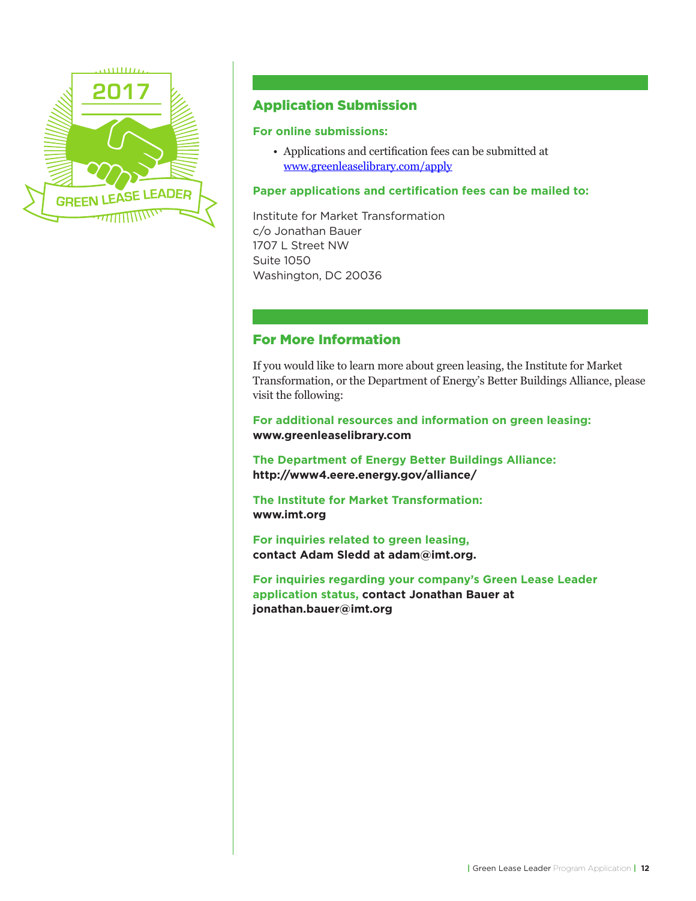## Application Submission

**For online submissions:**

- Applications and certification fees can be submitted at [www.greenleaselibrary.com/apply](http://www.greenleaselibrary.com/apply)

**Paper applications and certification fees can be mailed to:**

Institute for Market Transformation
c/o Jonathan Bauer
1707 L Street NW
Suite 1050
Washington, DC 20036

## For More Information

If you would like to learn more about green leasing, the Institute for Market Transformation, or the Department of Energy's Better Buildings Alliance, please visit the following:

**For additional resources and information on green leasing:**
**www.greenleaselibrary.com**

**The Department of Energy Better Buildings Alliance:**
**http://www4.eere.energy.gov/alliance/**

**The Institute for Market Transformation:**
**www.imt.org**

**For inquiries related to green leasing,**
**contact Adam Sledd at adam@imt.org.**

**For inquiries regarding your company's Green Lease Leader application status, contact Jonathan Bauer at jonathan.bauer@imt.org**